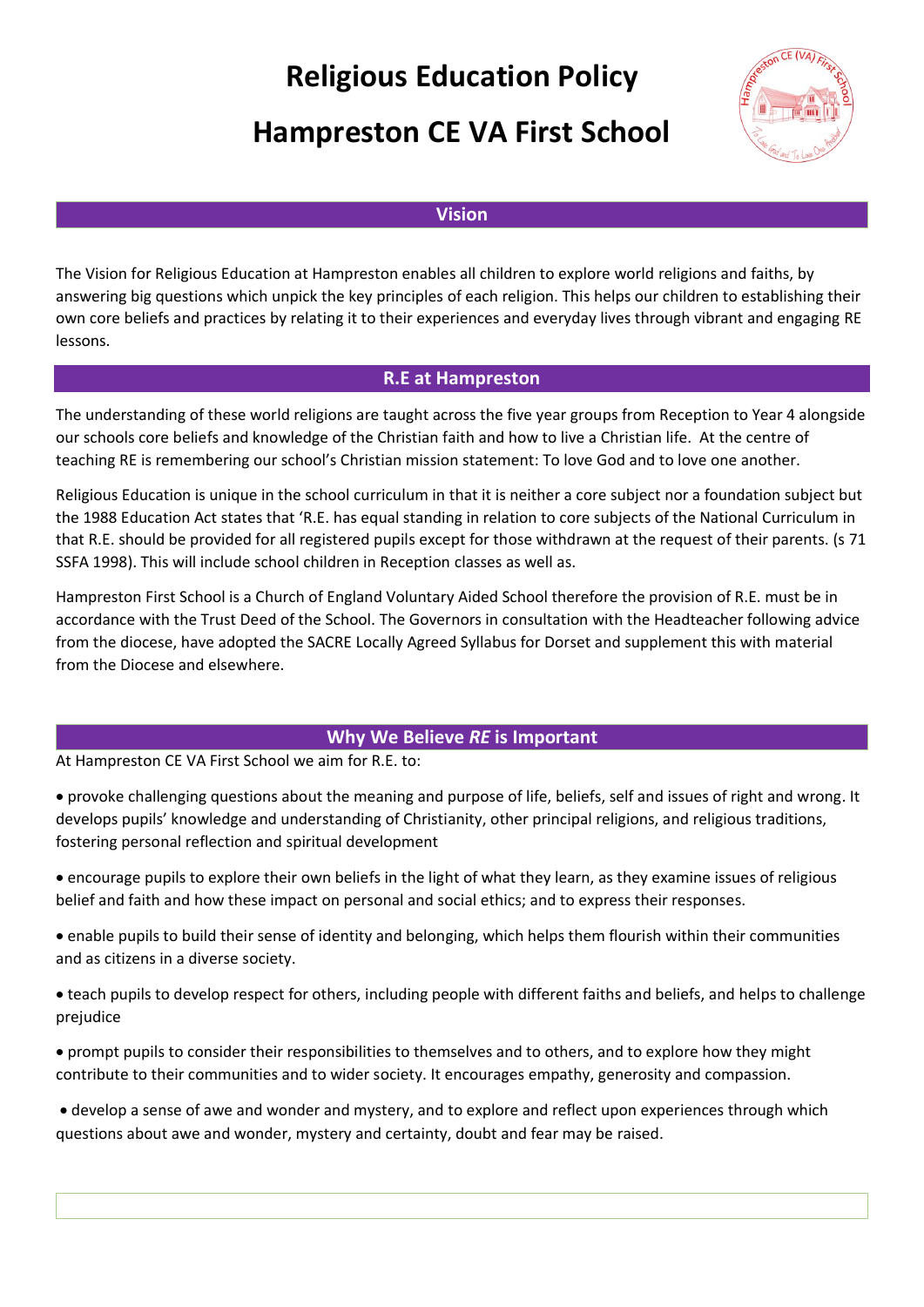# Religious Education Policy

# Hampreston CE VA First School

## Vision

The Vision for Religious Education at Hampreston enables all children to explore world religions and faiths, by answering big questions which unpick the key principles of each religion. This helps our children to establishing their own core beliefs and practices by relating it to their experiences and everyday lives through vibrant and engaging RE lessons.

## R.E at Hampreston

The understanding of these world religions are taught across the five year groups from Reception to Year 4 alongside our schools core beliefs and knowledge of the Christian faith and how to live a Christian life. At the centre of teaching RE is remembering our school's Christian mission statement: To love God and to love one another.

Religious Education is unique in the school curriculum in that it is neither a core subject nor a foundation subject but the 1988 Education Act states that 'R.E. has equal standing in relation to core subjects of the National Curriculum in that R.E. should be provided for all registered pupils except for those withdrawn at the request of their parents. (s 71 SSFA 1998). This will include school children in Reception classes as well as.

Hampreston First School is a Church of England Voluntary Aided School therefore the provision of R.E. must be in accordance with the Trust Deed of the School. The Governors in consultation with the Headteacher following advice from the diocese, have adopted the SACRE Locally Agreed Syllabus for Dorset and supplement this with material from the Diocese and elsewhere.

## Why We Believe *RE* is Important

At Hampreston CE VA First School we aim for R.E. to:

- provoke challenging questions about the meaning and purpose of life, beliefs, self and issues of right and wrong. It develops pupils' knowledge and understanding of Christianity, other principal religions, and religious traditions, fostering personal reflection and spiritual development

- encourage pupils to explore their own beliefs in the light of what they learn, as they examine issues of religious belief and faith and how these impact on personal and social ethics; and to express their responses.

- enable pupils to build their sense of identity and belonging, which helps them flourish within their communities and as citizens in a diverse society.

- teach pupils to develop respect for others, including people with different faiths and beliefs, and helps to challenge prejudice

- prompt pupils to consider their responsibilities to themselves and to others, and to explore how they might contribute to their communities and to wider society. It encourages empathy, generosity and compassion.

- develop a sense of awe and wonder and mystery, and to explore and reflect upon experiences through which questions about awe and wonder, mystery and certainty, doubt and fear may be raised.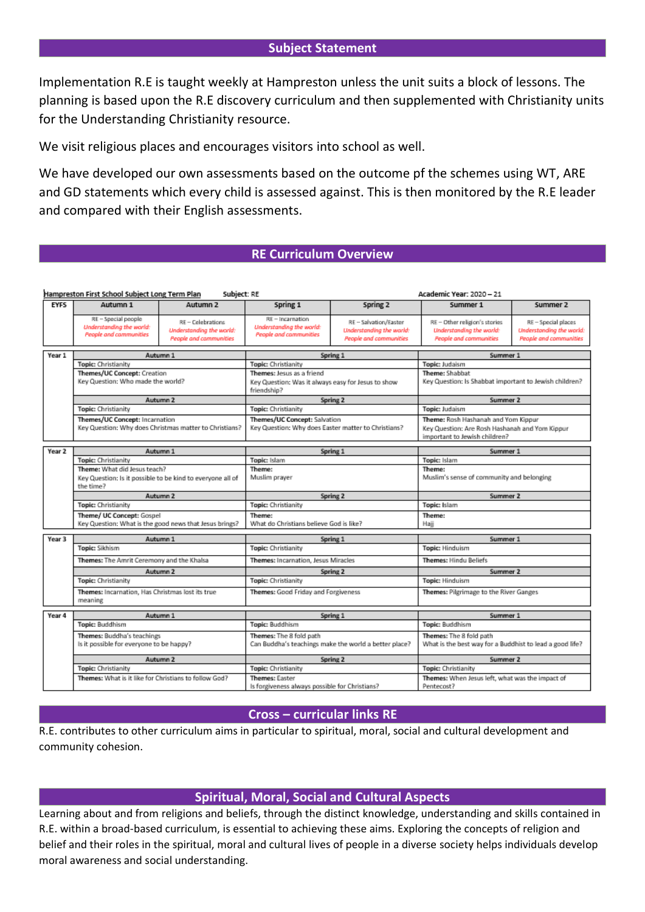## Subject Statement

Implementation R.E is taught weekly at Hampreston unless the unit suits a block of lessons. The planning is based upon the R.E discovery curriculum and then supplemented with Christianity units for the Understanding Christianity resource.

We visit religious places and encourages visitors into school as well.

We have developed our own assessments based on the outcome pf the schemes using WT, ARE and GD statements which every child is assessed against. This is then monitored by the R.E leader and compared with their English assessments.

## RE Curriculum Overview

Hampreston First School Subject Long Term Plan    Subject: RE    Academic Year: 2020 – 21

| EYFS | Autumn 1 | Autumn 2 | Spring 1 | Spring 2 | Summer 1 | Summer 2 |
|---|---|---|---|---|---|---|
| | RE – Special people *Understanding the world: People and communities* | RE – Celebrations *Understanding the world: People and communities* | RE – Incarnation *Understanding the world: People and communities* | RE – Salvation/Easter *Understanding the world: People and communities* | RE – Other religion's stories *Understanding the world: People and communities* | RE – Special places *Understanding the world: People and communities* |

| Year 1 | Autumn 1 | Spring 1 | Summer 1 |
|---|---|---|---|
| | **Topic:** Christianity | **Topic:** Christianity | **Topic:** Judaism |
| | **Themes/UC Concept:** Creation<br>Key Question: Who made the world? | **Themes:** Jesus as a friend<br>Key Question: Was it always easy for Jesus to show friendship? | **Theme:** Shabbat<br>Key Question: Is Shabbat important to Jewish children? |
| | **Autumn 2** | **Spring 2** | **Summer 2** |
| | **Topic:** Christianity | **Topic:** Christianity | **Topic:** Judaism |
| | **Themes/UC Concept:** Incarnation<br>Key Question: Why does Christmas matter to Christians? | **Themes/UC Concept:** Salvation<br>Key Question: Why does Easter matter to Christians? | **Theme:** Rosh Hashanah and Yom Kippur<br>Key Question: Are Rosh Hashanah and Yom Kippur important to Jewish children? |

| Year 2 | Autumn 1 | Spring 1 | Summer 1 |
|---|---|---|---|
| | **Topic:** Christianity | **Topic:** Islam | **Topic:** Islam |
| | **Theme:** What did Jesus teach?<br>Key Question: Is it possible to be kind to everyone all of the time? | **Theme:**<br>Muslim prayer | **Theme:**<br>Muslim's sense of community and belonging |
| | **Autumn 2** | **Spring 2** | **Summer 2** |
| | **Topic:** Christianity | **Topic:** Christianity | **Topic:** Islam |
| | **Theme/ UC Concept:** Gospel<br>Key Question: What is the good news that Jesus brings? | **Theme:**<br>What do Christians believe God is like? | **Theme:**<br>Hajj |

| Year 3 | Autumn 1 | Spring 1 | Summer 1 |
|---|---|---|---|
| | **Topic:** Sikhism | **Topic:** Christianity | **Topic:** Hinduism |
| | **Themes:** The Amrit Ceremony and the Khalsa | **Themes:** Incarnation, Jesus Miracles | **Themes:** Hindu Beliefs |
| | **Autumn 2** | **Spring 2** | **Summer 2** |
| | **Topic:** Christianity | **Topic:** Christianity | **Topic:** Hinduism |
| | **Themes:** Incarnation, Has Christmas lost its true meaning | **Themes:** Good Friday and Forgiveness | **Themes:** Pilgrimage to the River Ganges |

| Year 4 | Autumn 1 | Spring 1 | Summer 1 |
|---|---|---|---|
| | **Topic:** Buddhism | **Topic:** Buddhism | **Topic:** Buddhism |
| | **Themes:** Buddha's teachings<br>Is it possible for everyone to be happy? | **Themes:** The 8 fold path<br>Can Buddha's teachings make the world a better place? | **Themes:** The 8 fold path<br>What is the best way for a Buddhist to lead a good life? |
| | **Autumn 2** | **Spring 2** | **Summer 2** |
| | **Topic:** Christianity | **Topic:** Christianity | **Topic:** Christianity |
| | **Themes:** What is it like for Christians to follow God? | **Themes:** Easter<br>Is forgiveness always possible for Christians? | **Themes:** When Jesus left, what was the impact of Pentecost? |

## Cross – curricular links RE

R.E. contributes to other curriculum aims in particular to spiritual, moral, social and cultural development and community cohesion.

## Spiritual, Moral, Social and Cultural Aspects

Learning about and from religions and beliefs, through the distinct knowledge, understanding and skills contained in R.E. within a broad-based curriculum, is essential to achieving these aims. Exploring the concepts of religion and belief and their roles in the spiritual, moral and cultural lives of people in a diverse society helps individuals develop moral awareness and social understanding.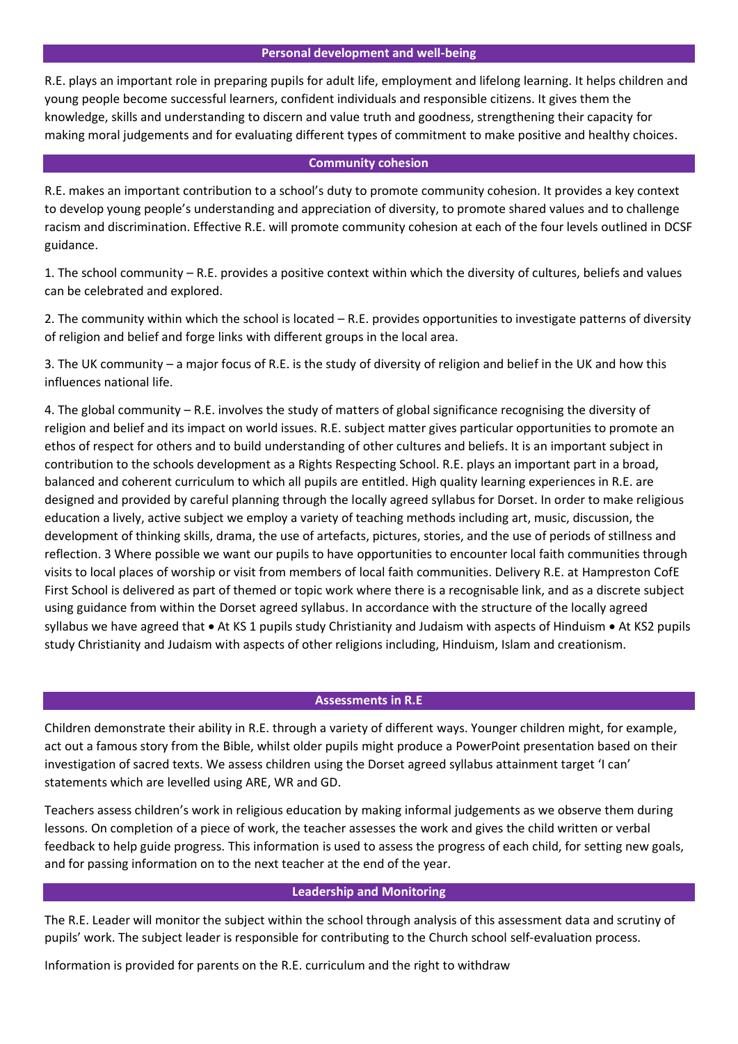## Personal development and well-being

R.E. plays an important role in preparing pupils for adult life, employment and lifelong learning. It helps children and young people become successful learners, confident individuals and responsible citizens. It gives them the knowledge, skills and understanding to discern and value truth and goodness, strengthening their capacity for making moral judgements and for evaluating different types of commitment to make positive and healthy choices.

## Community cohesion

R.E. makes an important contribution to a school's duty to promote community cohesion. It provides a key context to develop young people's understanding and appreciation of diversity, to promote shared values and to challenge racism and discrimination. Effective R.E. will promote community cohesion at each of the four levels outlined in DCSF guidance.

1. The school community – R.E. provides a positive context within which the diversity of cultures, beliefs and values can be celebrated and explored.

2. The community within which the school is located – R.E. provides opportunities to investigate patterns of diversity of religion and belief and forge links with different groups in the local area.

3. The UK community – a major focus of R.E. is the study of diversity of religion and belief in the UK and how this influences national life.

4. The global community – R.E. involves the study of matters of global significance recognising the diversity of religion and belief and its impact on world issues. R.E. subject matter gives particular opportunities to promote an ethos of respect for others and to build understanding of other cultures and beliefs. It is an important subject in contribution to the schools development as a Rights Respecting School. R.E. plays an important part in a broad, balanced and coherent curriculum to which all pupils are entitled. High quality learning experiences in R.E. are designed and provided by careful planning through the locally agreed syllabus for Dorset. In order to make religious education a lively, active subject we employ a variety of teaching methods including art, music, discussion, the development of thinking skills, drama, the use of artefacts, pictures, stories, and the use of periods of stillness and reflection. 3 Where possible we want our pupils to have opportunities to encounter local faith communities through visits to local places of worship or visit from members of local faith communities. Delivery R.E. at Hampreston CofE First School is delivered as part of themed or topic work where there is a recognisable link, and as a discrete subject using guidance from within the Dorset agreed syllabus. In accordance with the structure of the locally agreed syllabus we have agreed that • At KS 1 pupils study Christianity and Judaism with aspects of Hinduism • At KS2 pupils study Christianity and Judaism with aspects of other religions including, Hinduism, Islam and creationism.

## Assessments in R.E

Children demonstrate their ability in R.E. through a variety of different ways. Younger children might, for example, act out a famous story from the Bible, whilst older pupils might produce a PowerPoint presentation based on their investigation of sacred texts. We assess children using the Dorset agreed syllabus attainment target 'I can' statements which are levelled using ARE, WR and GD.

Teachers assess children's work in religious education by making informal judgements as we observe them during lessons. On completion of a piece of work, the teacher assesses the work and gives the child written or verbal feedback to help guide progress. This information is used to assess the progress of each child, for setting new goals, and for passing information on to the next teacher at the end of the year.

## Leadership and Monitoring

The R.E. Leader will monitor the subject within the school through analysis of this assessment data and scrutiny of pupils' work. The subject leader is responsible for contributing to the Church school self-evaluation process.

Information is provided for parents on the R.E. curriculum and the right to withdraw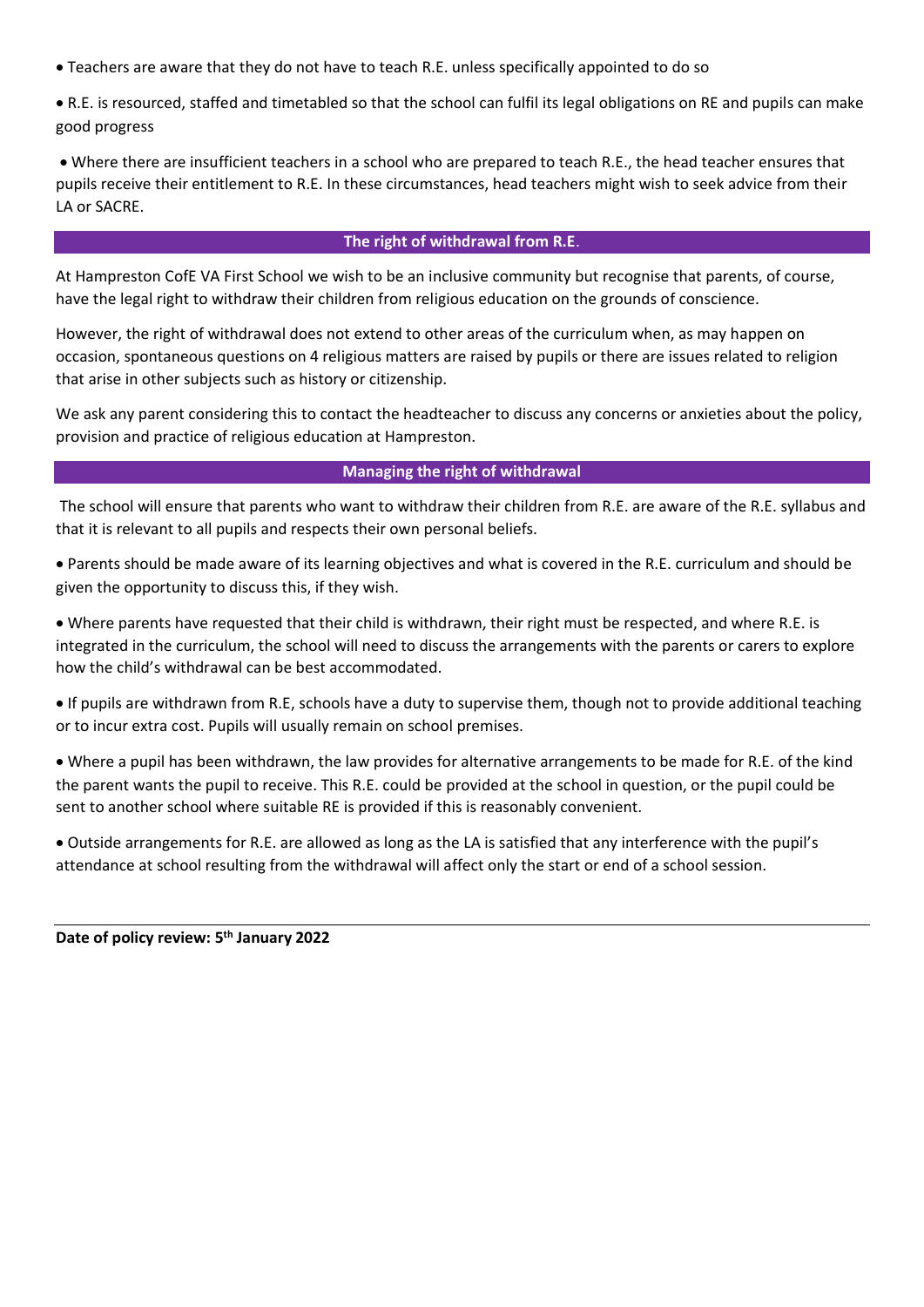- Teachers are aware that they do not have to teach R.E. unless specifically appointed to do so
- R.E. is resourced, staffed and timetabled so that the school can fulfil its legal obligations on RE and pupils can make good progress
- Where there are insufficient teachers in a school who are prepared to teach R.E., the head teacher ensures that pupils receive their entitlement to R.E. In these circumstances, head teachers might wish to seek advice from their LA or SACRE.

## The right of withdrawal from R.E.

At Hampreston CofE VA First School we wish to be an inclusive community but recognise that parents, of course, have the legal right to withdraw their children from religious education on the grounds of conscience.

However, the right of withdrawal does not extend to other areas of the curriculum when, as may happen on occasion, spontaneous questions on 4 religious matters are raised by pupils or there are issues related to religion that arise in other subjects such as history or citizenship.

We ask any parent considering this to contact the headteacher to discuss any concerns or anxieties about the policy, provision and practice of religious education at Hampreston.

## Managing the right of withdrawal

The school will ensure that parents who want to withdraw their children from R.E. are aware of the R.E. syllabus and that it is relevant to all pupils and respects their own personal beliefs.

- Parents should be made aware of its learning objectives and what is covered in the R.E. curriculum and should be given the opportunity to discuss this, if they wish.
- Where parents have requested that their child is withdrawn, their right must be respected, and where R.E. is integrated in the curriculum, the school will need to discuss the arrangements with the parents or carers to explore how the child's withdrawal can be best accommodated.
- If pupils are withdrawn from R.E, schools have a duty to supervise them, though not to provide additional teaching or to incur extra cost. Pupils will usually remain on school premises.
- Where a pupil has been withdrawn, the law provides for alternative arrangements to be made for R.E. of the kind the parent wants the pupil to receive. This R.E. could be provided at the school in question, or the pupil could be sent to another school where suitable RE is provided if this is reasonably convenient.
- Outside arrangements for R.E. are allowed as long as the LA is satisfied that any interference with the pupil's attendance at school resulting from the withdrawal will affect only the start or end of a school session.

---

**Date of policy review: 5th January 2022**